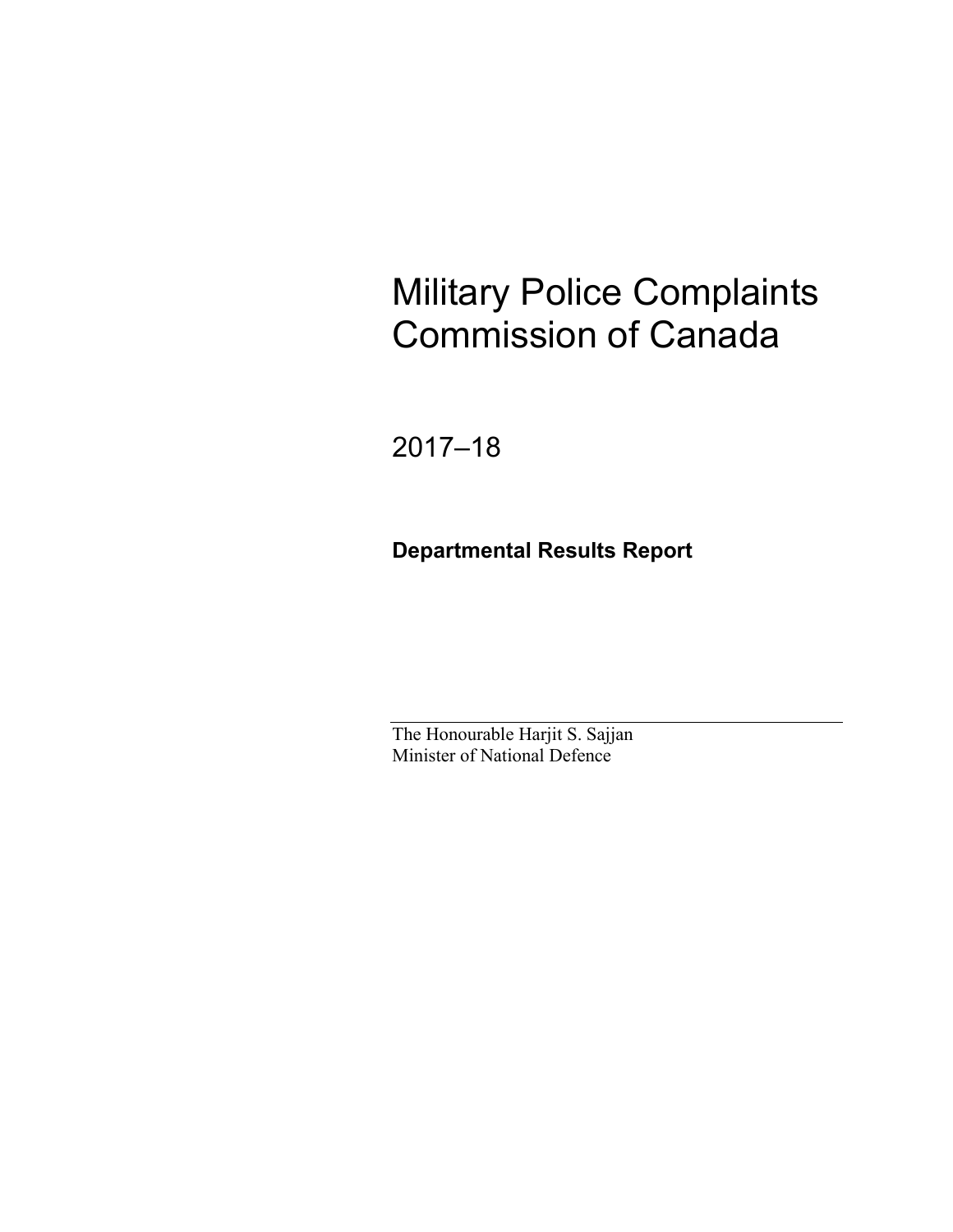# Military Police Complaints Commission of Canada

2017–18

**Departmental Results Report**

---

The Honourable Harjit S. Sajjan
Minister of National Defence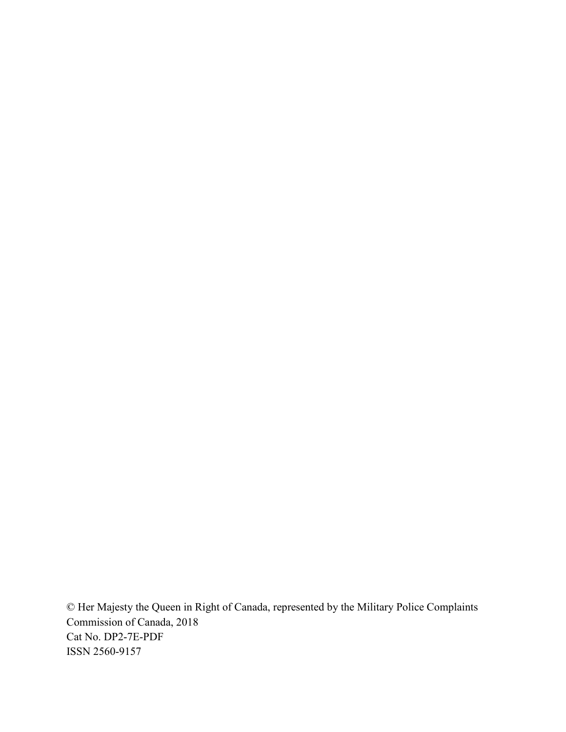© Her Majesty the Queen in Right of Canada, represented by the Military Police Complaints Commission of Canada, 2018

Cat No. DP2-7E-PDF

ISSN 2560-9157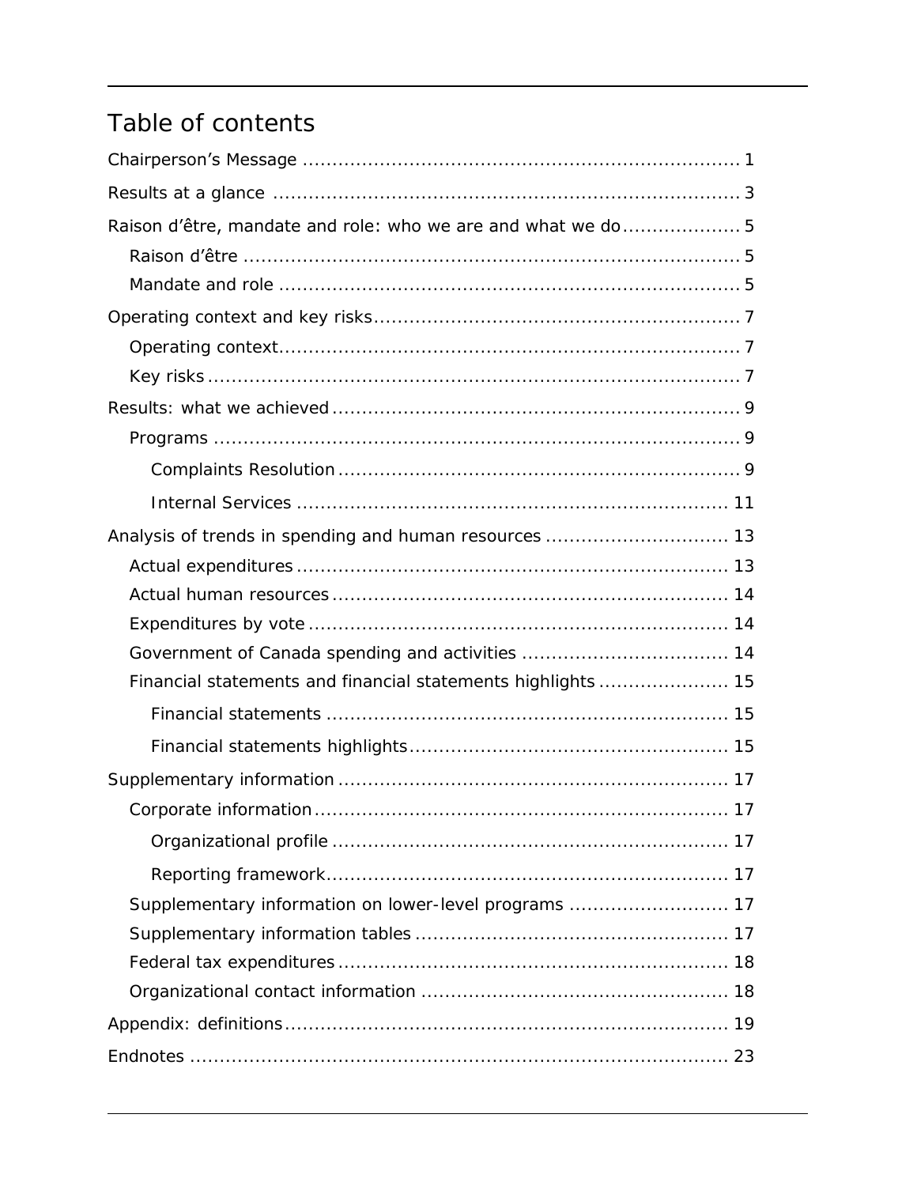# Table of contents

- Chairperson's Message ........................................................................ 1
- Results at a glance ............................................................................ 3
- Raison d'être, mandate and role: who we are and what we do .................... 5
  - Raison d'être ................................................................................ 5
  - Mandate and role ........................................................................... 5
- Operating context and key risks ............................................................ 7
  - Operating context ........................................................................... 7
  - Key risks ...................................................................................... 7
- Results: what we achieved ................................................................... 9
  - Programs ...................................................................................... 9
    - Complaints Resolution ................................................................. 9
    - Internal Services ....................................................................... 11
- Analysis of trends in spending and human resources ............................... 13
  - Actual expenditures ....................................................................... 13
  - Actual human resources .................................................................. 14
  - Expenditures by vote ..................................................................... 14
  - Government of Canada spending and activities .................................. 14
  - Financial statements and financial statements highlights ...................... 15
    - Financial statements .................................................................. 15
    - Financial statements highlights .................................................... 15
- Supplementary information ................................................................ 17
  - Corporate information .................................................................... 17
    - Organizational profile ................................................................. 17
    - Reporting framework .................................................................. 17
  - Supplementary information on lower-level programs ........................... 17
  - Supplementary information tables .................................................... 17
  - Federal tax expenditures ................................................................ 18
  - Organizational contact information ................................................... 18
- Appendix: definitions ......................................................................... 19
- Endnotes ......................................................................................... 23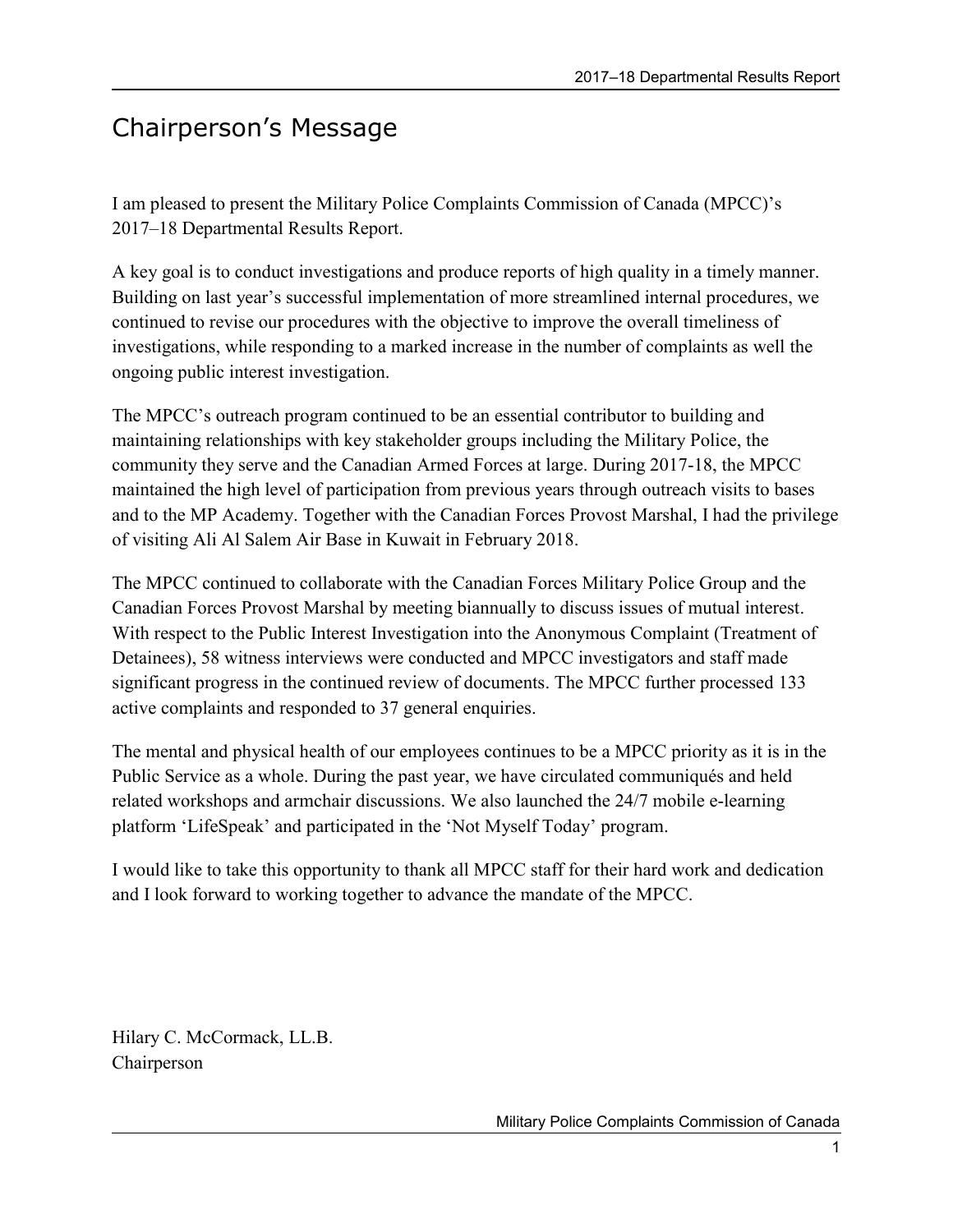# Chairperson's Message

I am pleased to present the Military Police Complaints Commission of Canada (MPCC)'s 2017–18 Departmental Results Report.

A key goal is to conduct investigations and produce reports of high quality in a timely manner. Building on last year's successful implementation of more streamlined internal procedures, we continued to revise our procedures with the objective to improve the overall timeliness of investigations, while responding to a marked increase in the number of complaints as well the ongoing public interest investigation.

The MPCC's outreach program continued to be an essential contributor to building and maintaining relationships with key stakeholder groups including the Military Police, the community they serve and the Canadian Armed Forces at large. During 2017-18, the MPCC maintained the high level of participation from previous years through outreach visits to bases and to the MP Academy. Together with the Canadian Forces Provost Marshal, I had the privilege of visiting Ali Al Salem Air Base in Kuwait in February 2018.

The MPCC continued to collaborate with the Canadian Forces Military Police Group and the Canadian Forces Provost Marshal by meeting biannually to discuss issues of mutual interest. With respect to the Public Interest Investigation into the Anonymous Complaint (Treatment of Detainees), 58 witness interviews were conducted and MPCC investigators and staff made significant progress in the continued review of documents. The MPCC further processed 133 active complaints and responded to 37 general enquiries.

The mental and physical health of our employees continues to be a MPCC priority as it is in the Public Service as a whole. During the past year, we have circulated communiqués and held related workshops and armchair discussions. We also launched the 24/7 mobile e-learning platform 'LifeSpeak' and participated in the 'Not Myself Today' program.

I would like to take this opportunity to thank all MPCC staff for their hard work and dedication and I look forward to working together to advance the mandate of the MPCC.

Hilary C. McCormack, LL.B.
Chairperson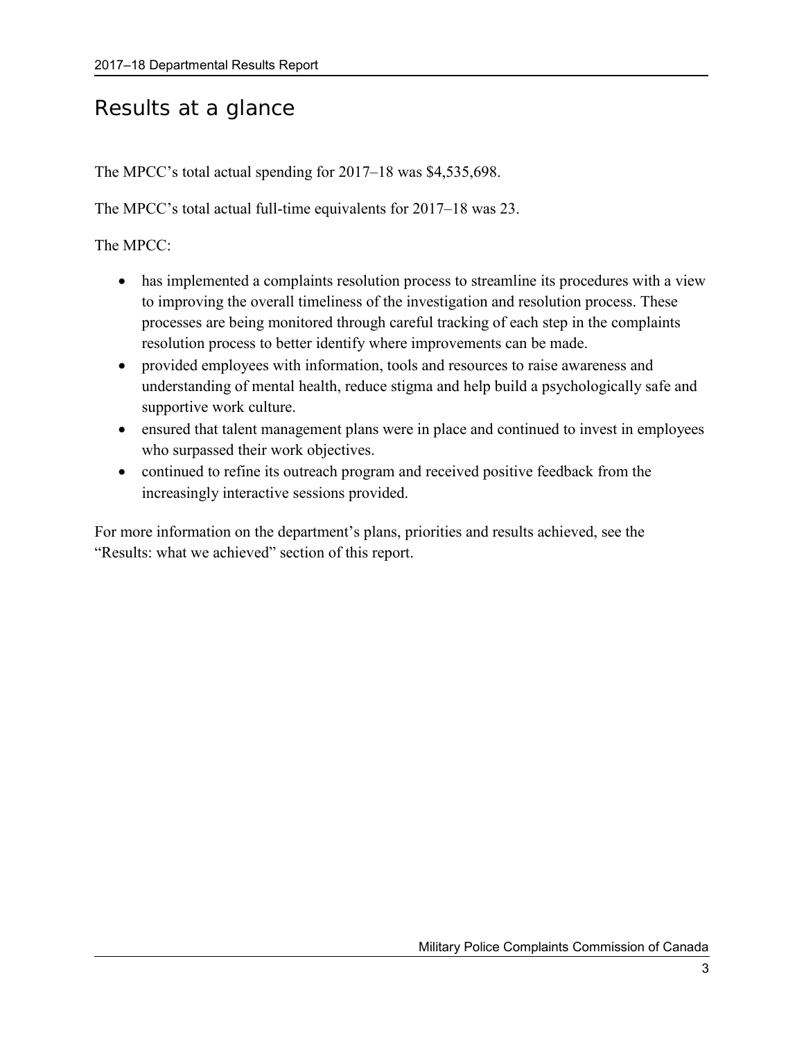# Results at a glance

The MPCC's total actual spending for 2017–18 was $4,535,698.

The MPCC's total actual full-time equivalents for 2017–18 was 23.

The MPCC:

- has implemented a complaints resolution process to streamline its procedures with a view to improving the overall timeliness of the investigation and resolution process. These processes are being monitored through careful tracking of each step in the complaints resolution process to better identify where improvements can be made.
- provided employees with information, tools and resources to raise awareness and understanding of mental health, reduce stigma and help build a psychologically safe and supportive work culture.
- ensured that talent management plans were in place and continued to invest in employees who surpassed their work objectives.
- continued to refine its outreach program and received positive feedback from the increasingly interactive sessions provided.

For more information on the department's plans, priorities and results achieved, see the "Results: what we achieved" section of this report.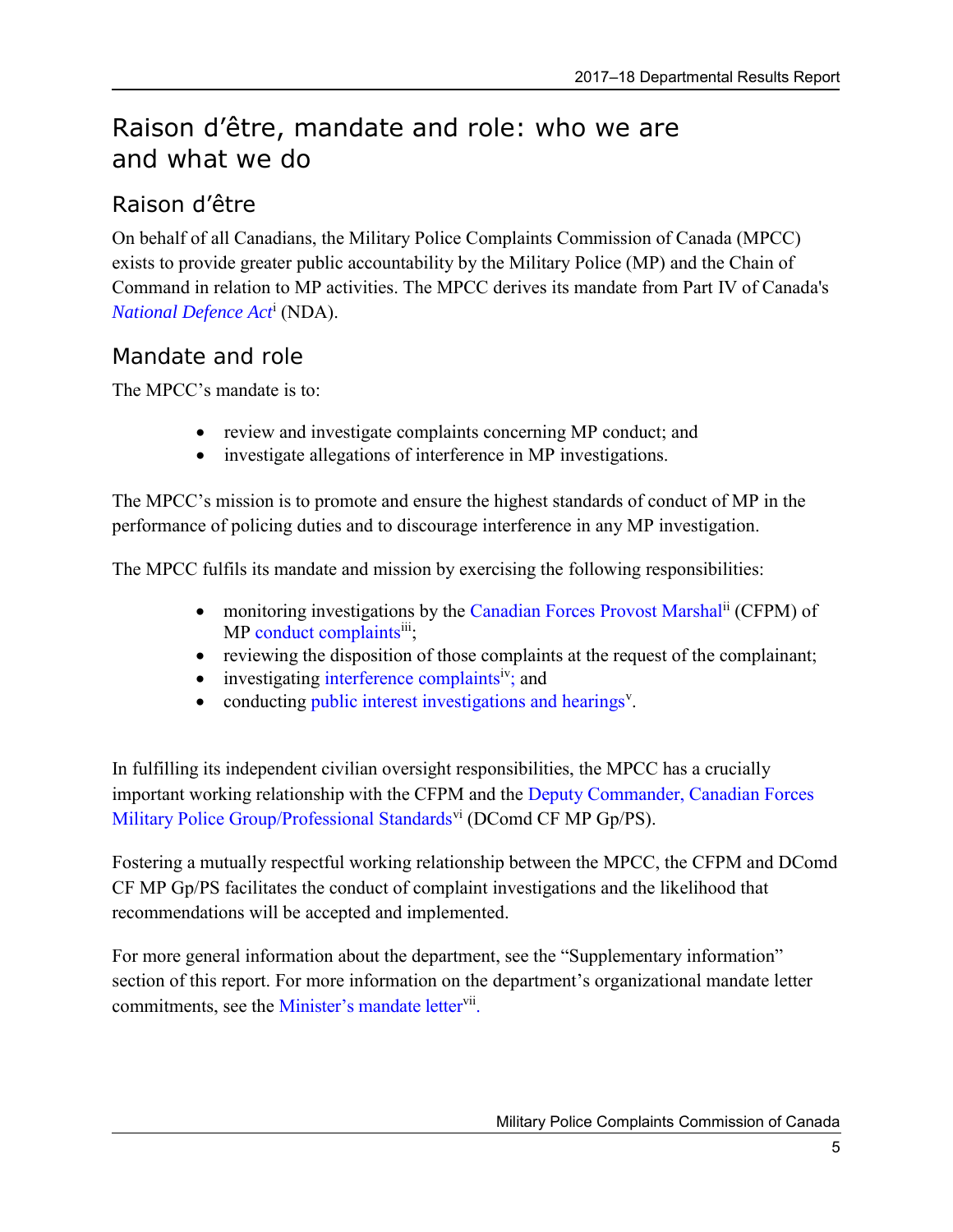# Raison d'être, mandate and role: who we are and what we do

## Raison d'être

On behalf of all Canadians, the Military Police Complaints Commission of Canada (MPCC) exists to provide greater public accountability by the Military Police (MP) and the Chain of Command in relation to MP activities. The MPCC derives its mandate from Part IV of Canada's *National Defence Act*[i] (NDA).

## Mandate and role

The MPCC's mandate is to:

- review and investigate complaints concerning MP conduct; and
- investigate allegations of interference in MP investigations.

The MPCC's mission is to promote and ensure the highest standards of conduct of MP in the performance of policing duties and to discourage interference in any MP investigation.

The MPCC fulfils its mandate and mission by exercising the following responsibilities:

- monitoring investigations by the Canadian Forces Provost Marshal[ii] (CFPM) of MP conduct complaints[iii];
- reviewing the disposition of those complaints at the request of the complainant;
- investigating interference complaints[iv]; and
- conducting public interest investigations and hearings[v].

In fulfilling its independent civilian oversight responsibilities, the MPCC has a crucially important working relationship with the CFPM and the Deputy Commander, Canadian Forces Military Police Group/Professional Standards[vi] (DComd CF MP Gp/PS).

Fostering a mutually respectful working relationship between the MPCC, the CFPM and DComd CF MP Gp/PS facilitates the conduct of complaint investigations and the likelihood that recommendations will be accepted and implemented.

For more general information about the department, see the "Supplementary information" section of this report. For more information on the department's organizational mandate letter commitments, see the Minister's mandate letter[vii].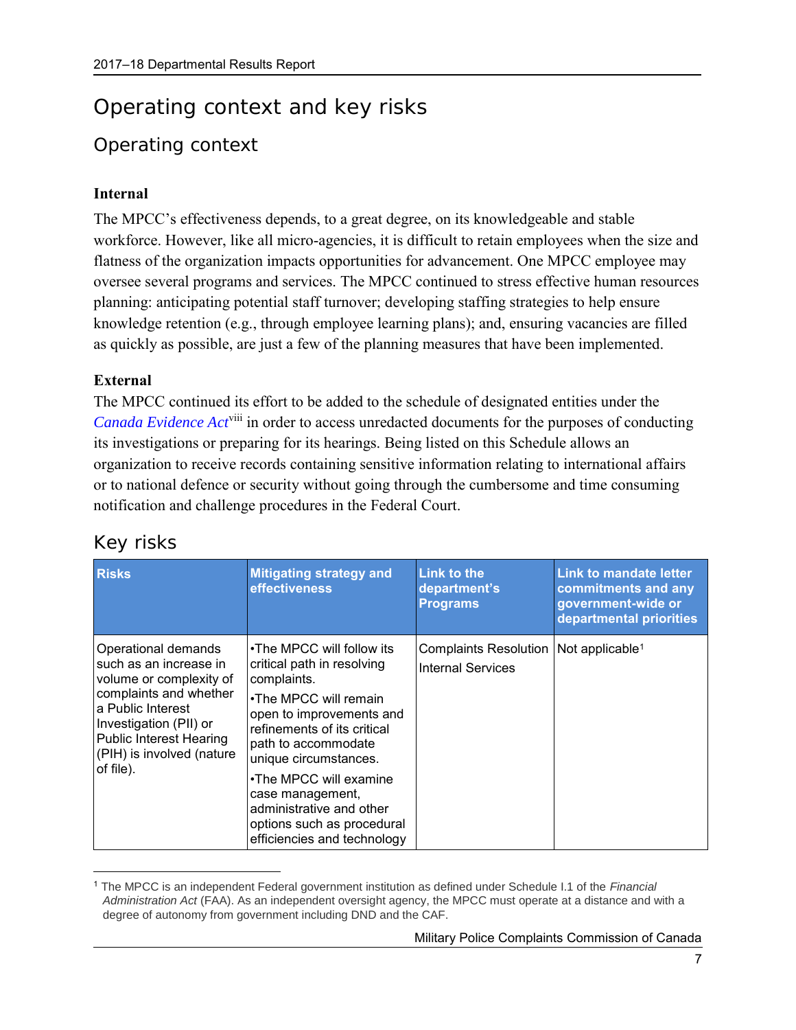# Operating context and key risks

## Operating context

**Internal**

The MPCC's effectiveness depends, to a great degree, on its knowledgeable and stable workforce. However, like all micro-agencies, it is difficult to retain employees when the size and flatness of the organization impacts opportunities for advancement. One MPCC employee may oversee several programs and services. The MPCC continued to stress effective human resources planning: anticipating potential staff turnover; developing staffing strategies to help ensure knowledge retention (e.g., through employee learning plans); and, ensuring vacancies are filled as quickly as possible, are just a few of the planning measures that have been implemented.

**External**

The MPCC continued its effort to be added to the schedule of designated entities under the *Canada Evidence Act*[viii] in order to access unredacted documents for the purposes of conducting its investigations or preparing for its hearings. Being listed on this Schedule allows an organization to receive records containing sensitive information relating to international affairs or to national defence or security without going through the cumbersome and time consuming notification and challenge procedures in the Federal Court.

## Key risks

| Risks | Mitigating strategy and effectiveness | Link to the department's Programs | Link to mandate letter commitments and any government-wide or departmental priorities |
|---|---|---|---|
| Operational demands such as an increase in volume or complexity of complaints and whether a Public Interest Investigation (PII) or Public Interest Hearing (PIH) is involved (nature of file). | •The MPCC will follow its critical path in resolving complaints.<br>•The MPCC will remain open to improvements and refinements of its critical path to accommodate unique circumstances.<br>•The MPCC will examine case management, administrative and other options such as procedural efficiencies and technology | Complaints Resolution<br>Internal Services | Not applicable[1] |

[1] The MPCC is an independent Federal government institution as defined under Schedule I.1 of the *Financial Administration Act* (FAA). As an independent oversight agency, the MPCC must operate at a distance and with a degree of autonomy from government including DND and the CAF.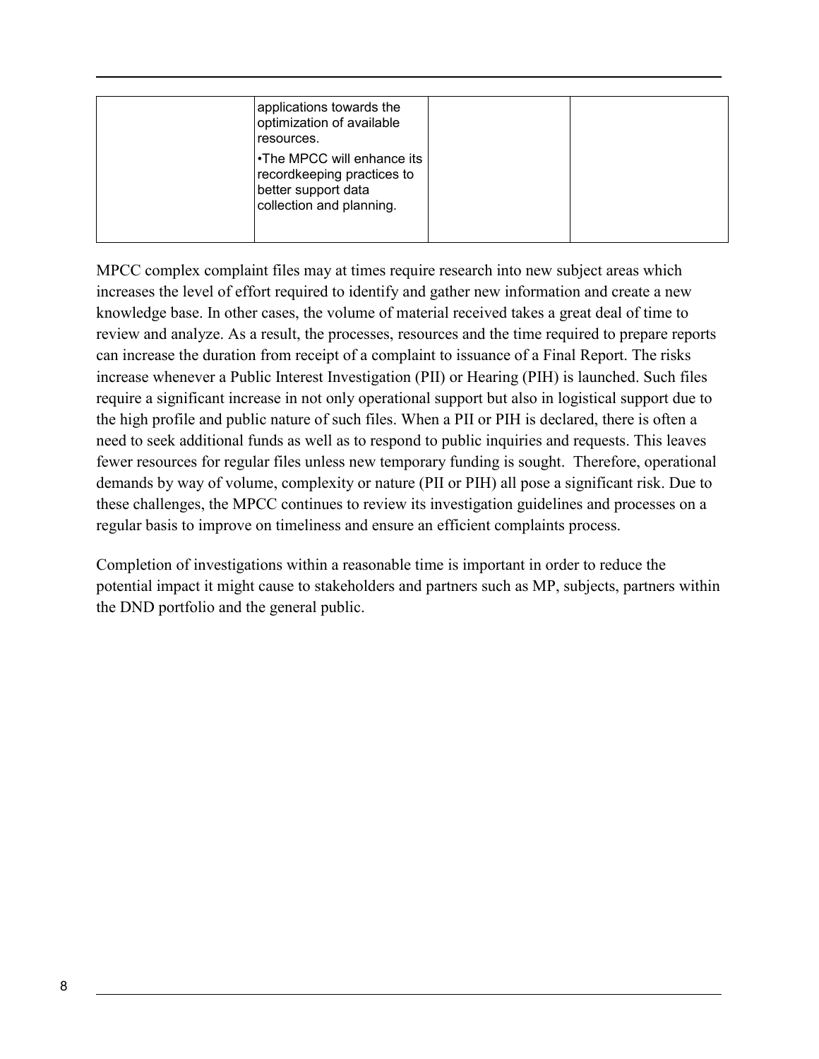|  | applications towards the optimization of available resources.<br>•The MPCC will enhance its recordkeeping practices to better support data collection and planning. |  |  |
|---|---|---|---|

MPCC complex complaint files may at times require research into new subject areas which increases the level of effort required to identify and gather new information and create a new knowledge base. In other cases, the volume of material received takes a great deal of time to review and analyze. As a result, the processes, resources and the time required to prepare reports can increase the duration from receipt of a complaint to issuance of a Final Report. The risks increase whenever a Public Interest Investigation (PII) or Hearing (PIH) is launched. Such files require a significant increase in not only operational support but also in logistical support due to the high profile and public nature of such files. When a PII or PIH is declared, there is often a need to seek additional funds as well as to respond to public inquiries and requests. This leaves fewer resources for regular files unless new temporary funding is sought. Therefore, operational demands by way of volume, complexity or nature (PII or PIH) all pose a significant risk. Due to these challenges, the MPCC continues to review its investigation guidelines and processes on a regular basis to improve on timeliness and ensure an efficient complaints process.

Completion of investigations within a reasonable time is important in order to reduce the potential impact it might cause to stakeholders and partners such as MP, subjects, partners within the DND portfolio and the general public.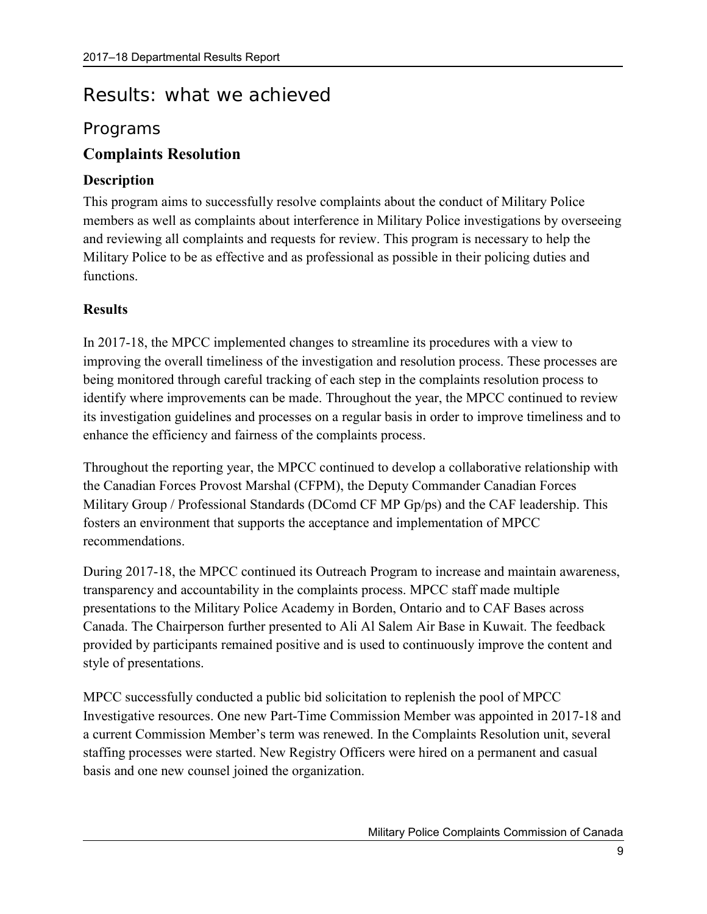# Results: what we achieved

## Programs

### Complaints Resolution

#### Description

This program aims to successfully resolve complaints about the conduct of Military Police members as well as complaints about interference in Military Police investigations by overseeing and reviewing all complaints and requests for review. This program is necessary to help the Military Police to be as effective and as professional as possible in their policing duties and functions.

#### Results

In 2017-18, the MPCC implemented changes to streamline its procedures with a view to improving the overall timeliness of the investigation and resolution process. These processes are being monitored through careful tracking of each step in the complaints resolution process to identify where improvements can be made. Throughout the year, the MPCC continued to review its investigation guidelines and processes on a regular basis in order to improve timeliness and to enhance the efficiency and fairness of the complaints process.

Throughout the reporting year, the MPCC continued to develop a collaborative relationship with the Canadian Forces Provost Marshal (CFPM), the Deputy Commander Canadian Forces Military Group / Professional Standards (DComd CF MP Gp/ps) and the CAF leadership. This fosters an environment that supports the acceptance and implementation of MPCC recommendations.

During 2017-18, the MPCC continued its Outreach Program to increase and maintain awareness, transparency and accountability in the complaints process. MPCC staff made multiple presentations to the Military Police Academy in Borden, Ontario and to CAF Bases across Canada. The Chairperson further presented to Ali Al Salem Air Base in Kuwait. The feedback provided by participants remained positive and is used to continuously improve the content and style of presentations.

MPCC successfully conducted a public bid solicitation to replenish the pool of MPCC Investigative resources. One new Part-Time Commission Member was appointed in 2017-18 and a current Commission Member's term was renewed. In the Complaints Resolution unit, several staffing processes were started. New Registry Officers were hired on a permanent and casual basis and one new counsel joined the organization.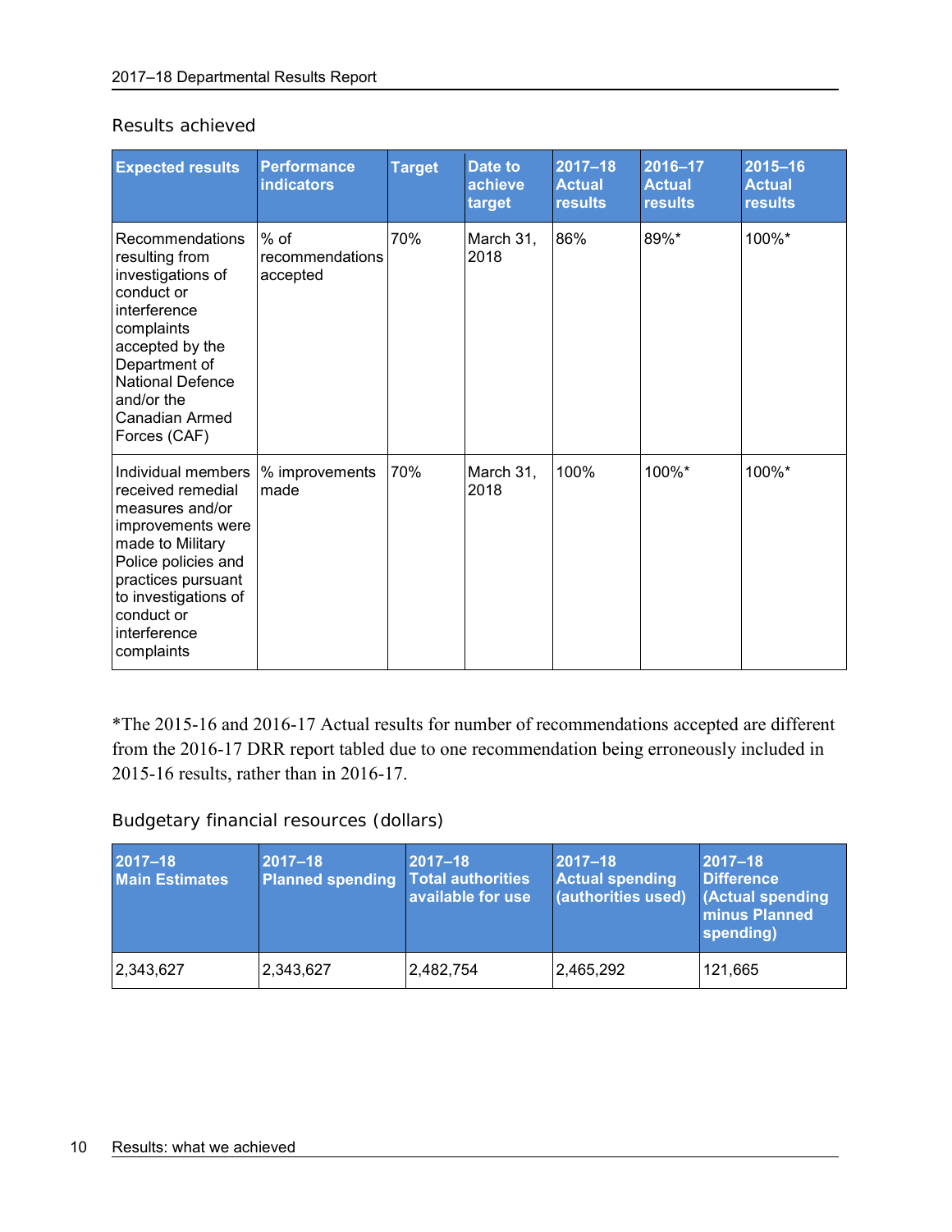### Results achieved

| Expected results | Performance indicators | Target | Date to achieve target | 2017–18 Actual results | 2016–17 Actual results | 2015–16 Actual results |
|---|---|---|---|---|---|---|
| Recommendations resulting from investigations of conduct or interference complaints accepted by the Department of National Defence and/or the Canadian Armed Forces (CAF) | % of recommendations accepted | 70% | March 31, 2018 | 86% | 89%* | 100%* |
| Individual members received remedial measures and/or improvements were made to Military Police policies and practices pursuant to investigations of conduct or interference complaints | % improvements made | 70% | March 31, 2018 | 100% | 100%* | 100%* |

*The 2015-16 and 2016-17 Actual results for number of recommendations accepted are different from the 2016-17 DRR report tabled due to one recommendation being erroneously included in 2015-16 results, rather than in 2016-17.

### Budgetary financial resources (dollars)

| 2017–18 Main Estimates | 2017–18 Planned spending | 2017–18 Total authorities available for use | 2017–18 Actual spending (authorities used) | 2017–18 Difference (Actual spending minus Planned spending) |
|---|---|---|---|---|
| 2,343,627 | 2,343,627 | 2,482,754 | 2,465,292 | 121,665 |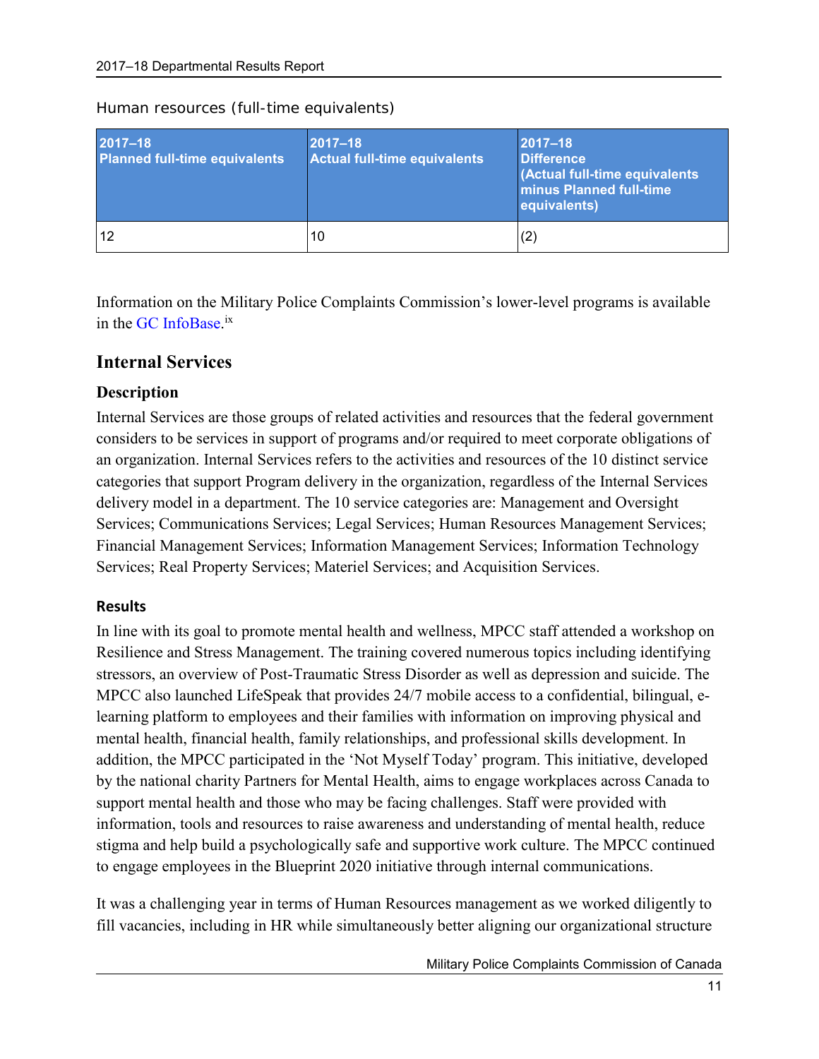Human resources (full-time equivalents)

| 2017–18 Planned full-time equivalents | 2017–18 Actual full-time equivalents | 2017–18 Difference (Actual full-time equivalents minus Planned full-time equivalents) |
|---|---|---|
| 12 | 10 | (2) |

Information on the Military Police Complaints Commission's lower-level programs is available in the GC InfoBase.[ix]

## Internal Services

### Description

Internal Services are those groups of related activities and resources that the federal government considers to be services in support of programs and/or required to meet corporate obligations of an organization. Internal Services refers to the activities and resources of the 10 distinct service categories that support Program delivery in the organization, regardless of the Internal Services delivery model in a department. The 10 service categories are: Management and Oversight Services; Communications Services; Legal Services; Human Resources Management Services; Financial Management Services; Information Management Services; Information Technology Services; Real Property Services; Materiel Services; and Acquisition Services.

### Results

In line with its goal to promote mental health and wellness, MPCC staff attended a workshop on Resilience and Stress Management. The training covered numerous topics including identifying stressors, an overview of Post-Traumatic Stress Disorder as well as depression and suicide. The MPCC also launched LifeSpeak that provides 24/7 mobile access to a confidential, bilingual, e-learning platform to employees and their families with information on improving physical and mental health, financial health, family relationships, and professional skills development. In addition, the MPCC participated in the 'Not Myself Today' program. This initiative, developed by the national charity Partners for Mental Health, aims to engage workplaces across Canada to support mental health and those who may be facing challenges. Staff were provided with information, tools and resources to raise awareness and understanding of mental health, reduce stigma and help build a psychologically safe and supportive work culture. The MPCC continued to engage employees in the Blueprint 2020 initiative through internal communications.

It was a challenging year in terms of Human Resources management as we worked diligently to fill vacancies, including in HR while simultaneously better aligning our organizational structure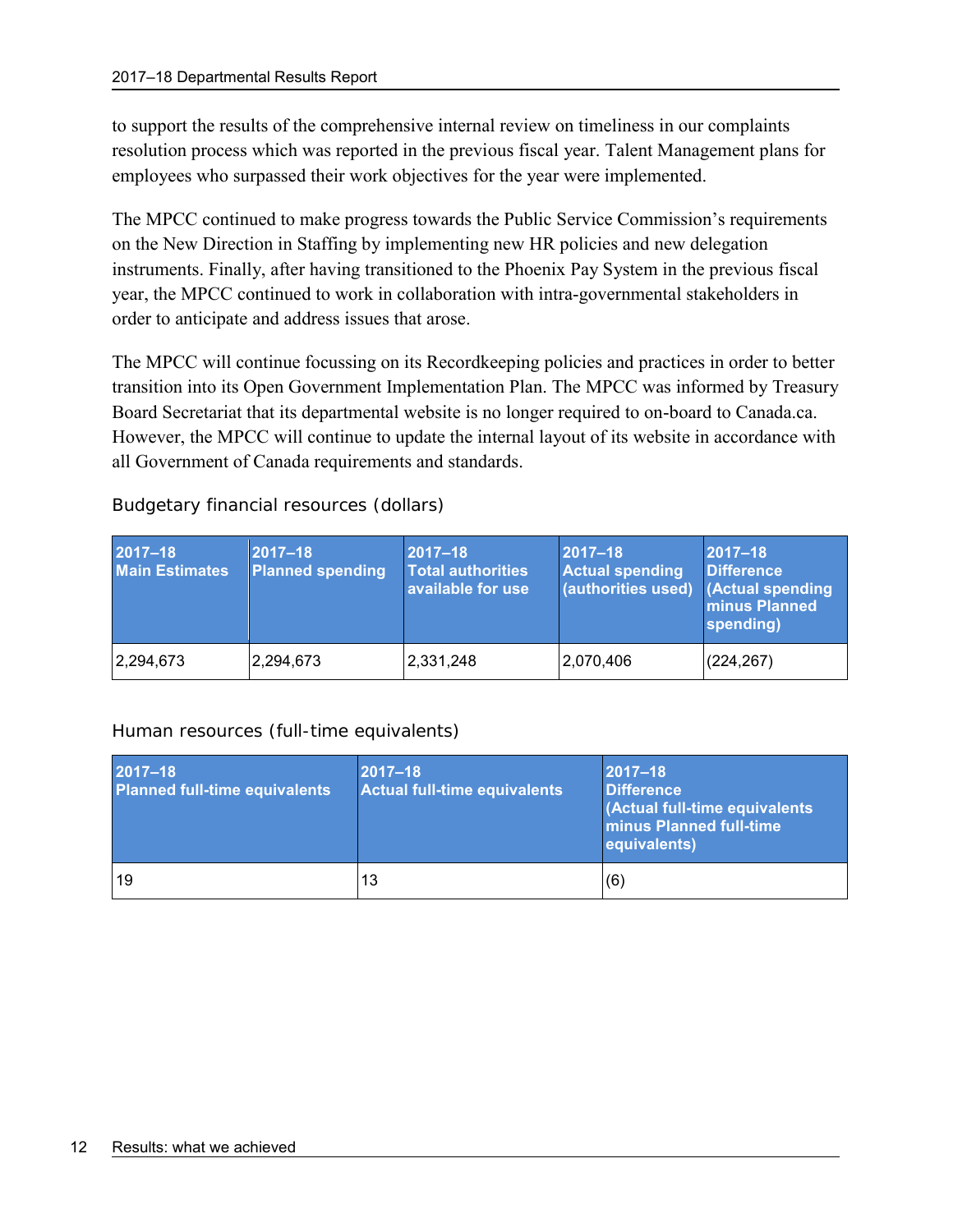to support the results of the comprehensive internal review on timeliness in our complaints resolution process which was reported in the previous fiscal year. Talent Management plans for employees who surpassed their work objectives for the year were implemented.

The MPCC continued to make progress towards the Public Service Commission's requirements on the New Direction in Staffing by implementing new HR policies and new delegation instruments. Finally, after having transitioned to the Phoenix Pay System in the previous fiscal year, the MPCC continued to work in collaboration with intra-governmental stakeholders in order to anticipate and address issues that arose.

The MPCC will continue focussing on its Recordkeeping policies and practices in order to better transition into its Open Government Implementation Plan. The MPCC was informed by Treasury Board Secretariat that its departmental website is no longer required to on-board to Canada.ca. However, the MPCC will continue to update the internal layout of its website in accordance with all Government of Canada requirements and standards.

Budgetary financial resources (dollars)

| 2017–18 Main Estimates | 2017–18 Planned spending | 2017–18 Total authorities available for use | 2017–18 Actual spending (authorities used) | 2017–18 Difference (Actual spending minus Planned spending) |
|---|---|---|---|---|
| 2,294,673 | 2,294,673 | 2,331,248 | 2,070,406 | (224,267) |

Human resources (full-time equivalents)

| 2017–18 Planned full-time equivalents | 2017–18 Actual full-time equivalents | 2017–18 Difference (Actual full-time equivalents minus Planned full-time equivalents) |
|---|---|---|
| 19 | 13 | (6) |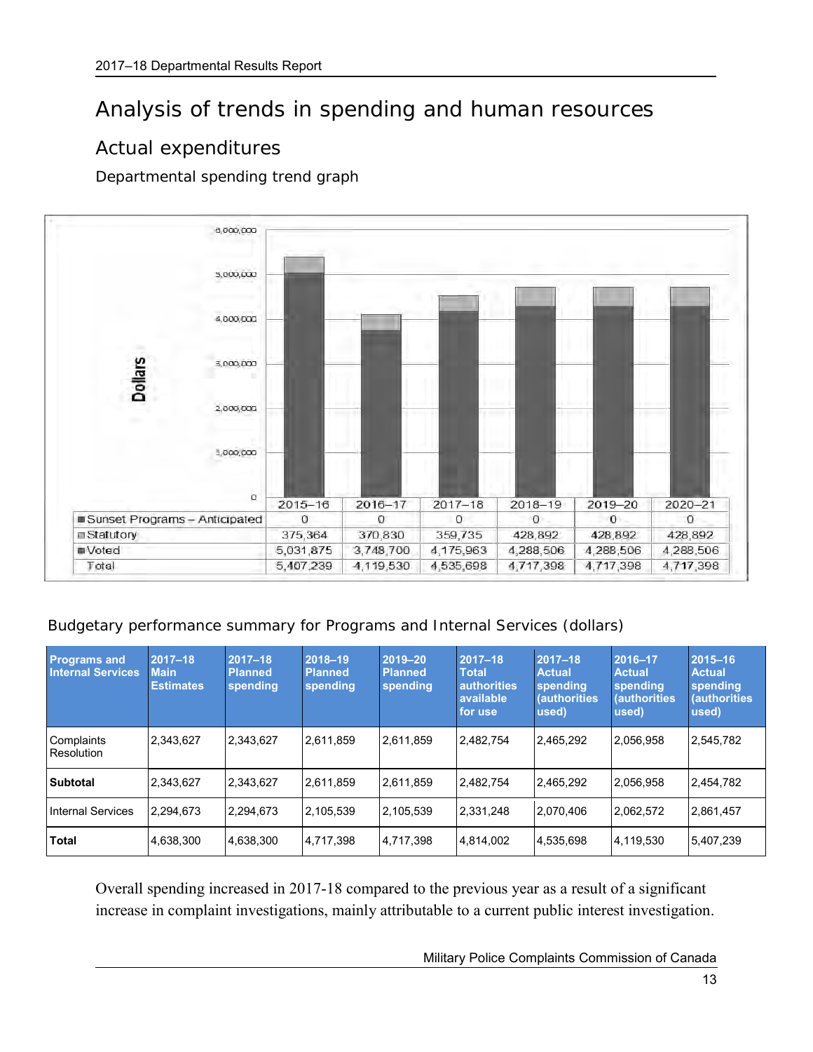# Analysis of trends in spending and human resources

## Actual expenditures

### Departmental spending trend graph

| | 2015–16 | 2016–17 | 2017–18 | 2018–19 | 2019–20 | 2020–21 |
|---|---|---|---|---|---|---|
| Sunset Programs – Anticipated | 0 | 0 | 0 | 0 | 0 | 0 |
| Statutory | 375,364 | 370,830 | 359,735 | 428,892 | 428,892 | 428,892 |
| Voted | 5,031,875 | 3,748,700 | 4,175,963 | 4,288,506 | 4,288,506 | 4,288,506 |
| Total | 5,407,239 | 4,119,530 | 4,535,698 | 4,717,398 | 4,717,398 | 4,717,398 |

### Budgetary performance summary for Programs and Internal Services (dollars)

| Programs and Internal Services | 2017–18 Main Estimates | 2017–18 Planned spending | 2018–19 Planned spending | 2019–20 Planned spending | 2017–18 Total authorities available for use | 2017–18 Actual spending (authorities used) | 2016–17 Actual spending (authorities used) | 2015–16 Actual spending (authorities used) |
|---|---|---|---|---|---|---|---|---|
| Complaints Resolution | 2,343,627 | 2,343,627 | 2,611,859 | 2,611,859 | 2,482,754 | 2,465,292 | 2,056,958 | 2,545,782 |
| **Subtotal** | 2,343,627 | 2,343,627 | 2,611,859 | 2,611,859 | 2,482,754 | 2,465,292 | 2,056,958 | 2,454,782 |
| Internal Services | 2,294,673 | 2,294,673 | 2,105,539 | 2,105,539 | 2,331,248 | 2,070,406 | 2,062,572 | 2,861,457 |
| **Total** | 4,638,300 | 4,638,300 | 4,717,398 | 4,717,398 | 4,814,002 | 4,535,698 | 4,119,530 | 5,407,239 |

Overall spending increased in 2017-18 compared to the previous year as a result of a significant increase in complaint investigations, mainly attributable to a current public interest investigation.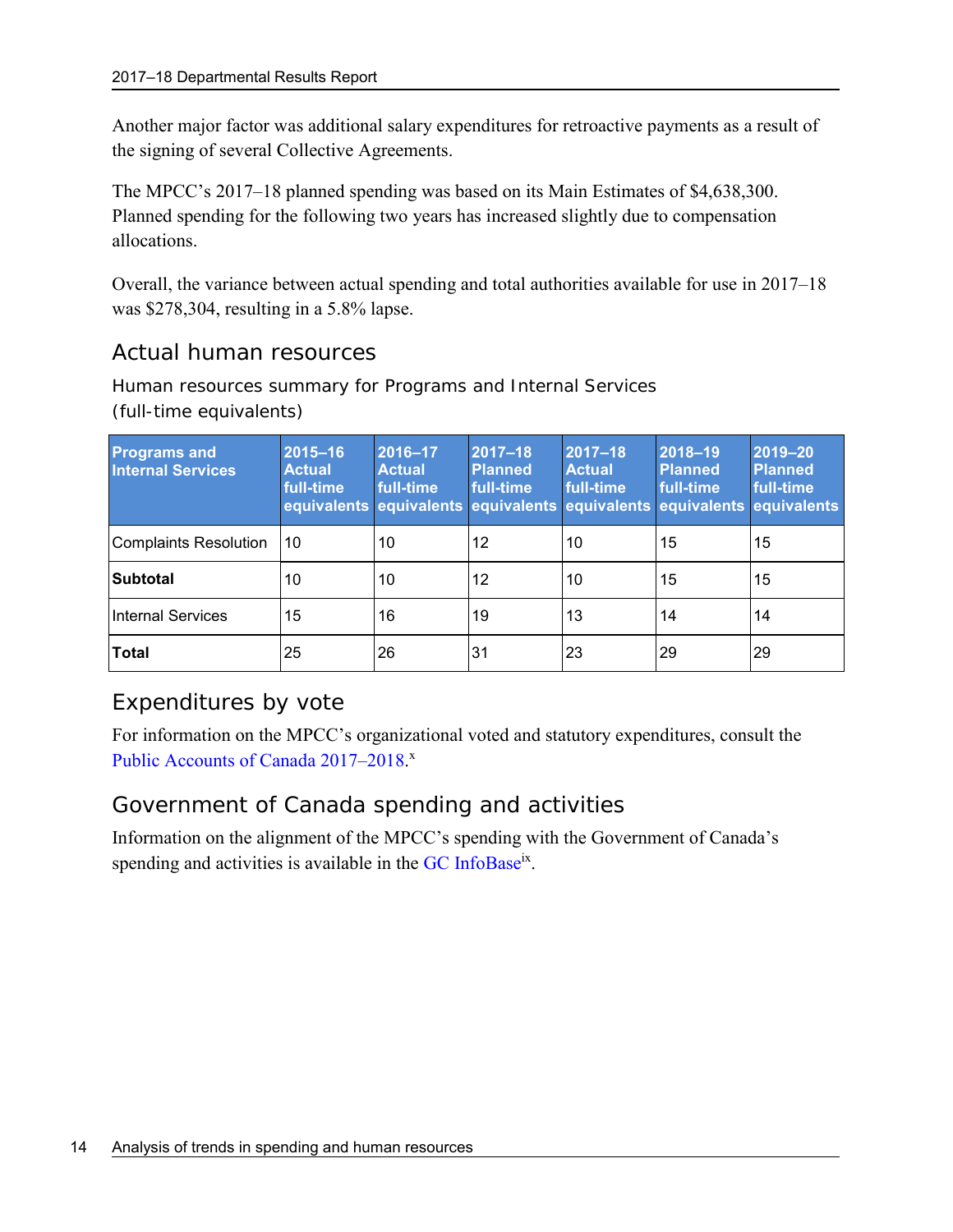Another major factor was additional salary expenditures for retroactive payments as a result of the signing of several Collective Agreements.

The MPCC's 2017–18 planned spending was based on its Main Estimates of $4,638,300. Planned spending for the following two years has increased slightly due to compensation allocations.

Overall, the variance between actual spending and total authorities available for use in 2017–18 was $278,304, resulting in a 5.8% lapse.

## Actual human resources

Human resources summary for Programs and Internal Services (full-time equivalents)

| Programs and Internal Services | 2015–16 Actual full-time equivalents | 2016–17 Actual full-time equivalents | 2017–18 Planned full-time equivalents | 2017–18 Actual full-time equivalents | 2018–19 Planned full-time equivalents | 2019–20 Planned full-time equivalents |
|---|---|---|---|---|---|---|
| Complaints Resolution | 10 | 10 | 12 | 10 | 15 | 15 |
| **Subtotal** | 10 | 10 | 12 | 10 | 15 | 15 |
| Internal Services | 15 | 16 | 19 | 13 | 14 | 14 |
| **Total** | 25 | 26 | 31 | 23 | 29 | 29 |

## Expenditures by vote

For information on the MPCC's organizational voted and statutory expenditures, consult the Public Accounts of Canada 2017–2018.[x]

## Government of Canada spending and activities

Information on the alignment of the MPCC's spending with the Government of Canada's spending and activities is available in the GC InfoBase[ix].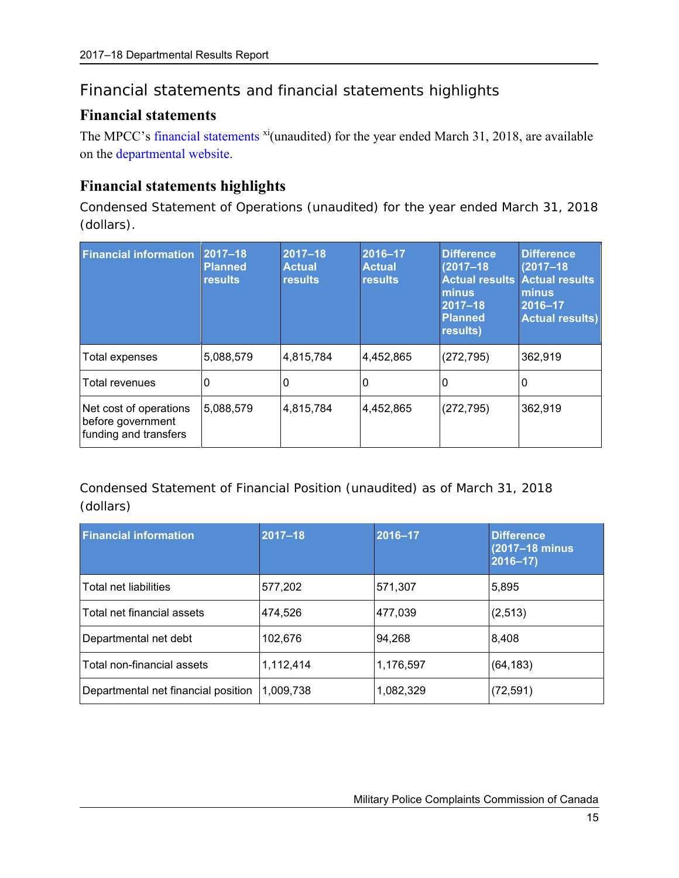## Financial statements and financial statements highlights

### Financial statements

The MPCC's financial statements [xi](unaudited) for the year ended March 31, 2018, are available on the departmental website.

### Financial statements highlights

Condensed Statement of Operations (unaudited) for the year ended March 31, 2018 (dollars).

| Financial information | 2017–18 Planned results | 2017–18 Actual results | 2016–17 Actual results | Difference (2017–18 Actual results minus 2017–18 Planned results) | Difference (2017–18 Actual results minus 2016–17 Actual results) |
|---|---|---|---|---|---|
| Total expenses | 5,088,579 | 4,815,784 | 4,452,865 | (272,795) | 362,919 |
| Total revenues | 0 | 0 | 0 | 0 | 0 |
| Net cost of operations before government funding and transfers | 5,088,579 | 4,815,784 | 4,452,865 | (272,795) | 362,919 |

Condensed Statement of Financial Position (unaudited) as of March 31, 2018 (dollars)

| Financial information | 2017–18 | 2016–17 | Difference (2017–18 minus 2016–17) |
|---|---|---|---|
| Total net liabilities | 577,202 | 571,307 | 5,895 |
| Total net financial assets | 474,526 | 477,039 | (2,513) |
| Departmental net debt | 102,676 | 94,268 | 8,408 |
| Total non-financial assets | 1,112,414 | 1,176,597 | (64,183) |
| Departmental net financial position | 1,009,738 | 1,082,329 | (72,591) |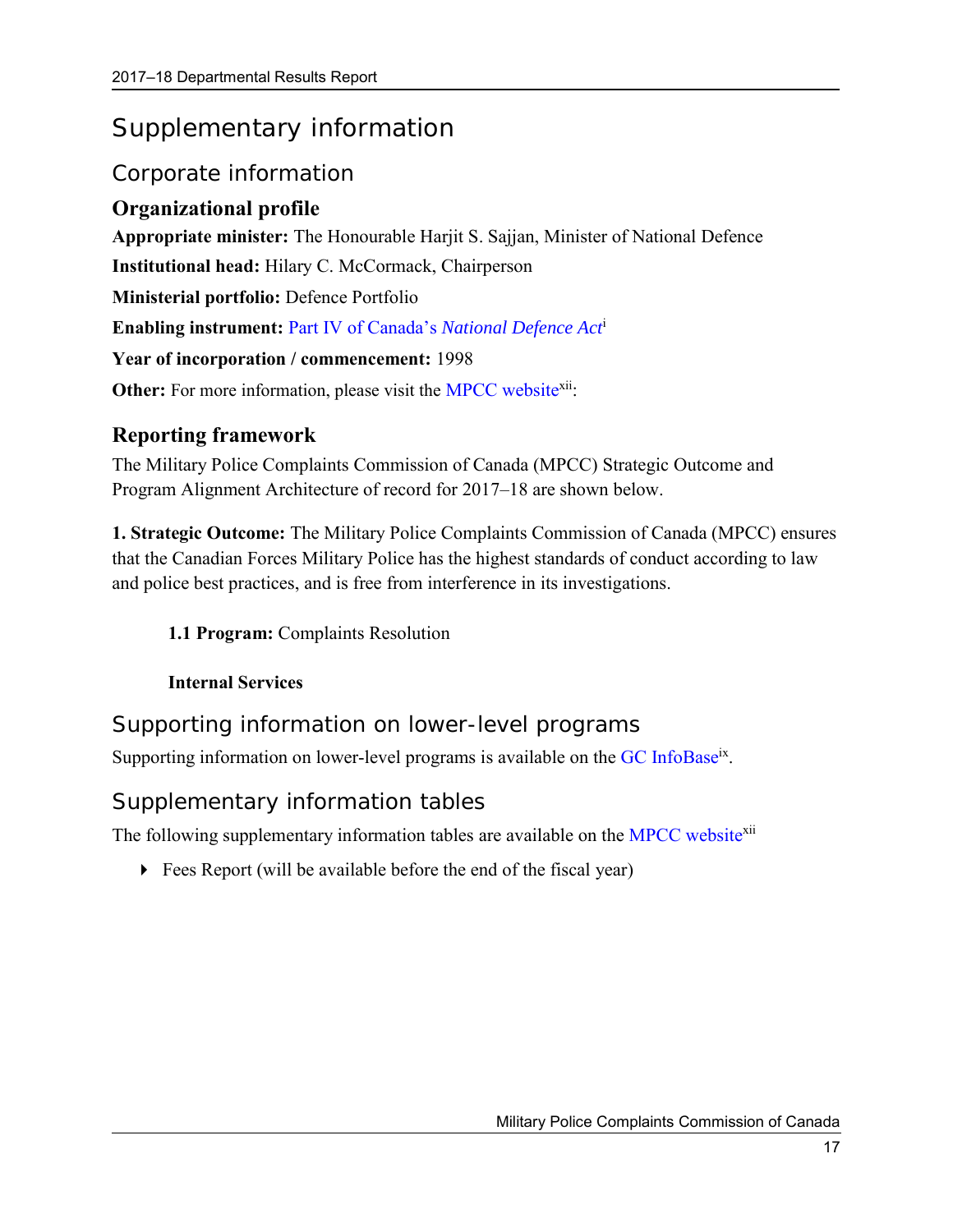# Supplementary information

## Corporate information

### Organizational profile

**Appropriate minister:** The Honourable Harjit S. Sajjan, Minister of National Defence

**Institutional head:** Hilary C. McCormack, Chairperson

**Ministerial portfolio:** Defence Portfolio

**Enabling instrument:** Part IV of Canada's *National Defence Act*[i]

**Year of incorporation / commencement:** 1998

**Other:** For more information, please visit the MPCC website[xii]:

### Reporting framework

The Military Police Complaints Commission of Canada (MPCC) Strategic Outcome and Program Alignment Architecture of record for 2017–18 are shown below.

**1. Strategic Outcome:** The Military Police Complaints Commission of Canada (MPCC) ensures that the Canadian Forces Military Police has the highest standards of conduct according to law and police best practices, and is free from interference in its investigations.

> **1.1 Program:** Complaints Resolution
>
> **Internal Services**

## Supporting information on lower-level programs

Supporting information on lower-level programs is available on the GC InfoBase[ix].

## Supplementary information tables

The following supplementary information tables are available on the MPCC website[xii]

- Fees Report (will be available before the end of the fiscal year)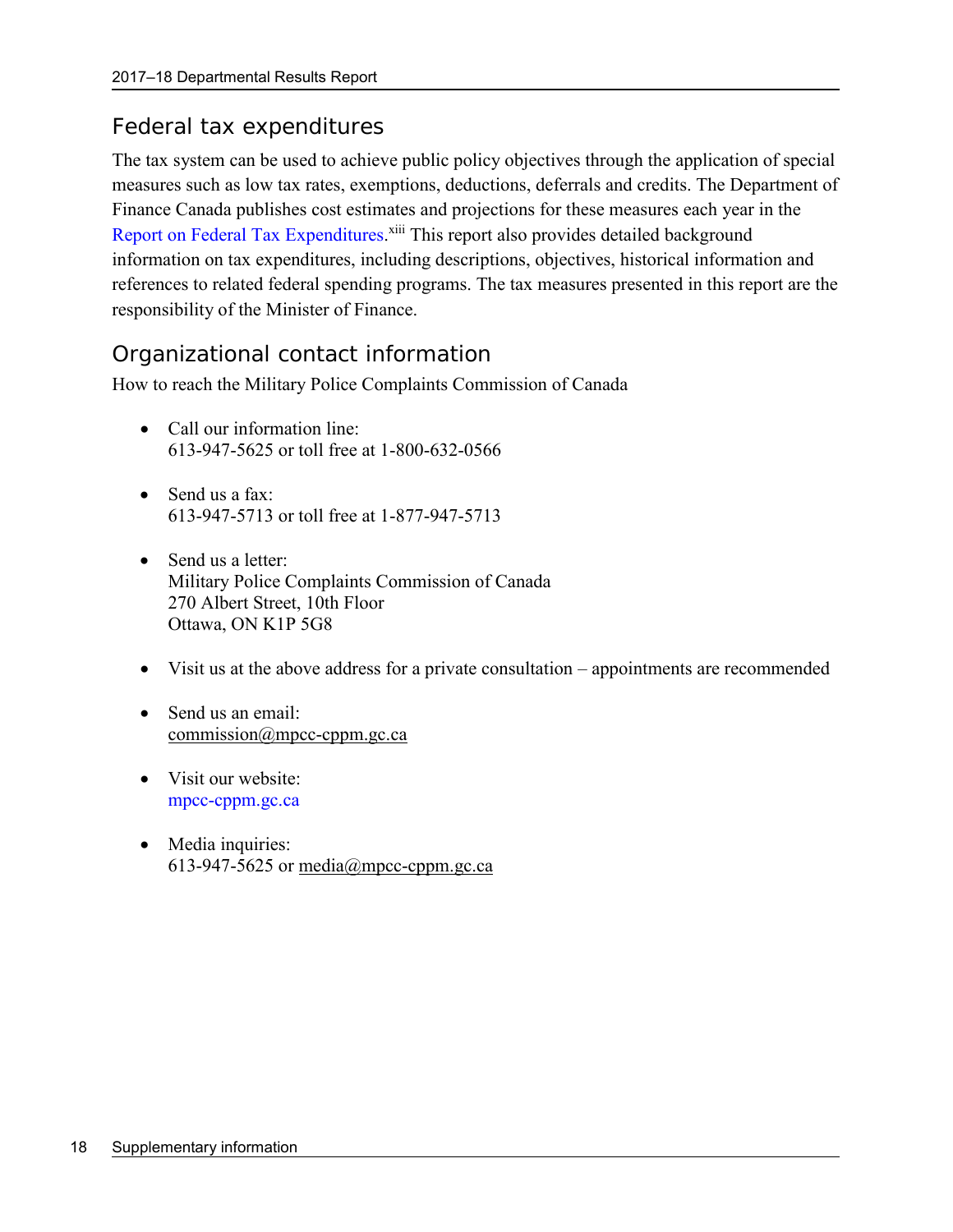## Federal tax expenditures

The tax system can be used to achieve public policy objectives through the application of special measures such as low tax rates, exemptions, deductions, deferrals and credits. The Department of Finance Canada publishes cost estimates and projections for these measures each year in the Report on Federal Tax Expenditures.[xiii] This report also provides detailed background information on tax expenditures, including descriptions, objectives, historical information and references to related federal spending programs. The tax measures presented in this report are the responsibility of the Minister of Finance.

## Organizational contact information

How to reach the Military Police Complaints Commission of Canada

- Call our information line:
  613-947-5625 or toll free at 1-800-632-0566

- Send us a fax:
  613-947-5713 or toll free at 1-877-947-5713

- Send us a letter:
  Military Police Complaints Commission of Canada
  270 Albert Street, 10th Floor
  Ottawa, ON K1P 5G8

- Visit us at the above address for a private consultation – appointments are recommended

- Send us an email:
  commission@mpcc-cppm.gc.ca

- Visit our website:
  mpcc-cppm.gc.ca

- Media inquiries:
  613-947-5625 or media@mpcc-cppm.gc.ca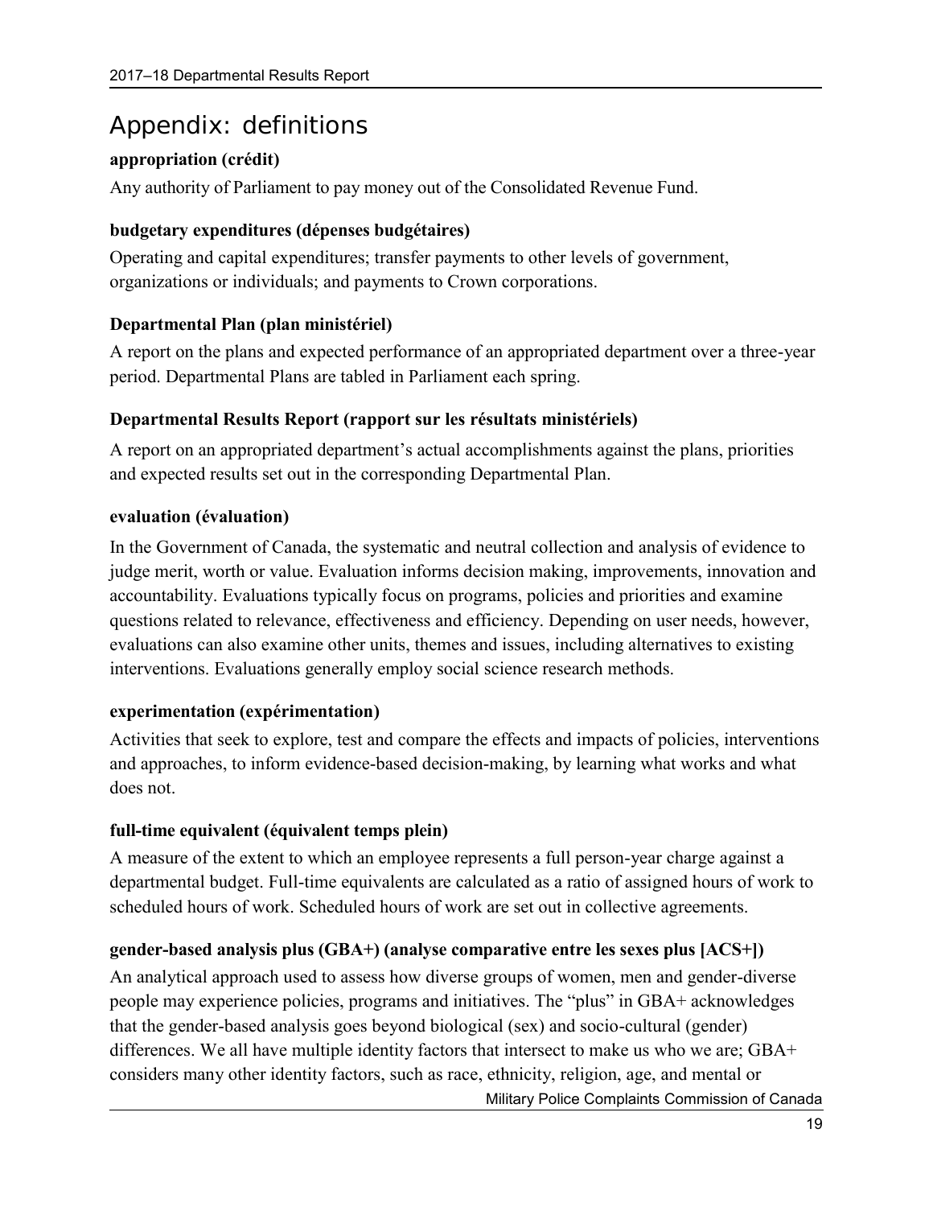# Appendix: definitions

### appropriation (crédit)

Any authority of Parliament to pay money out of the Consolidated Revenue Fund.

### budgetary expenditures (dépenses budgétaires)

Operating and capital expenditures; transfer payments to other levels of government, organizations or individuals; and payments to Crown corporations.

### Departmental Plan (plan ministériel)

A report on the plans and expected performance of an appropriated department over a three-year period. Departmental Plans are tabled in Parliament each spring.

### Departmental Results Report (rapport sur les résultats ministériels)

A report on an appropriated department's actual accomplishments against the plans, priorities and expected results set out in the corresponding Departmental Plan.

### evaluation (évaluation)

In the Government of Canada, the systematic and neutral collection and analysis of evidence to judge merit, worth or value. Evaluation informs decision making, improvements, innovation and accountability. Evaluations typically focus on programs, policies and priorities and examine questions related to relevance, effectiveness and efficiency. Depending on user needs, however, evaluations can also examine other units, themes and issues, including alternatives to existing interventions. Evaluations generally employ social science research methods.

### experimentation (expérimentation)

Activities that seek to explore, test and compare the effects and impacts of policies, interventions and approaches, to inform evidence-based decision-making, by learning what works and what does not.

### full-time equivalent (équivalent temps plein)

A measure of the extent to which an employee represents a full person-year charge against a departmental budget. Full-time equivalents are calculated as a ratio of assigned hours of work to scheduled hours of work. Scheduled hours of work are set out in collective agreements.

### gender-based analysis plus (GBA+) (analyse comparative entre les sexes plus [ACS+])

An analytical approach used to assess how diverse groups of women, men and gender-diverse people may experience policies, programs and initiatives. The "plus" in GBA+ acknowledges that the gender-based analysis goes beyond biological (sex) and socio-cultural (gender) differences. We all have multiple identity factors that intersect to make us who we are; GBA+ considers many other identity factors, such as race, ethnicity, religion, age, and mental or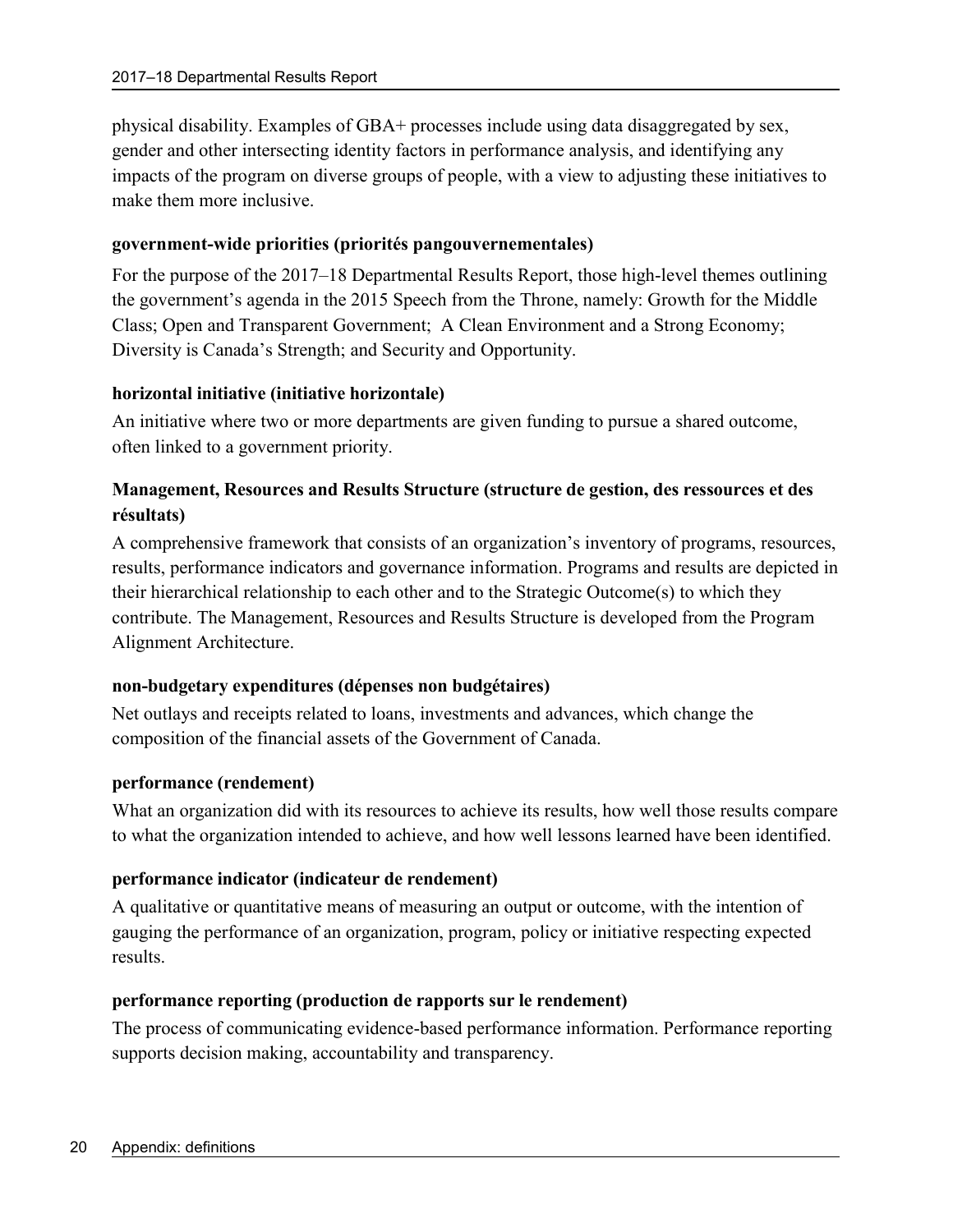physical disability. Examples of GBA+ processes include using data disaggregated by sex, gender and other intersecting identity factors in performance analysis, and identifying any impacts of the program on diverse groups of people, with a view to adjusting these initiatives to make them more inclusive.

**government-wide priorities (priorités pangouvernementales)**

For the purpose of the 2017–18 Departmental Results Report, those high-level themes outlining the government's agenda in the 2015 Speech from the Throne, namely: Growth for the Middle Class; Open and Transparent Government; A Clean Environment and a Strong Economy; Diversity is Canada's Strength; and Security and Opportunity.

**horizontal initiative (initiative horizontale)**

An initiative where two or more departments are given funding to pursue a shared outcome, often linked to a government priority.

**Management, Resources and Results Structure (structure de gestion, des ressources et des résultats)**

A comprehensive framework that consists of an organization's inventory of programs, resources, results, performance indicators and governance information. Programs and results are depicted in their hierarchical relationship to each other and to the Strategic Outcome(s) to which they contribute. The Management, Resources and Results Structure is developed from the Program Alignment Architecture.

**non-budgetary expenditures (dépenses non budgétaires)**

Net outlays and receipts related to loans, investments and advances, which change the composition of the financial assets of the Government of Canada.

**performance (rendement)**

What an organization did with its resources to achieve its results, how well those results compare to what the organization intended to achieve, and how well lessons learned have been identified.

**performance indicator (indicateur de rendement)**

A qualitative or quantitative means of measuring an output or outcome, with the intention of gauging the performance of an organization, program, policy or initiative respecting expected results.

**performance reporting (production de rapports sur le rendement)**

The process of communicating evidence-based performance information. Performance reporting supports decision making, accountability and transparency.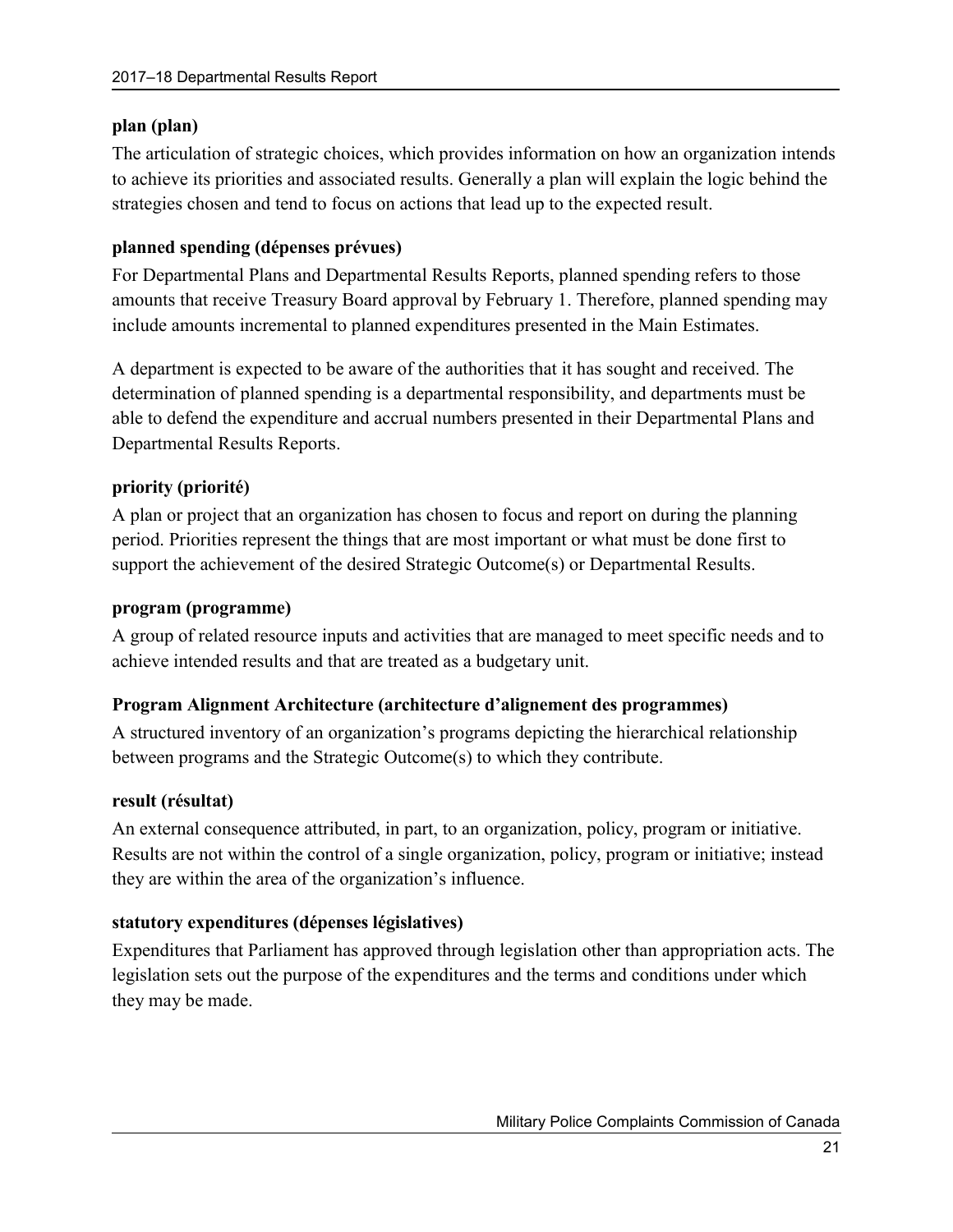**plan (plan)**

The articulation of strategic choices, which provides information on how an organization intends to achieve its priorities and associated results. Generally a plan will explain the logic behind the strategies chosen and tend to focus on actions that lead up to the expected result.

**planned spending (dépenses prévues)**

For Departmental Plans and Departmental Results Reports, planned spending refers to those amounts that receive Treasury Board approval by February 1. Therefore, planned spending may include amounts incremental to planned expenditures presented in the Main Estimates.

A department is expected to be aware of the authorities that it has sought and received. The determination of planned spending is a departmental responsibility, and departments must be able to defend the expenditure and accrual numbers presented in their Departmental Plans and Departmental Results Reports.

**priority (priorité)**

A plan or project that an organization has chosen to focus and report on during the planning period. Priorities represent the things that are most important or what must be done first to support the achievement of the desired Strategic Outcome(s) or Departmental Results.

**program (programme)**

A group of related resource inputs and activities that are managed to meet specific needs and to achieve intended results and that are treated as a budgetary unit.

**Program Alignment Architecture (architecture d'alignement des programmes)**

A structured inventory of an organization's programs depicting the hierarchical relationship between programs and the Strategic Outcome(s) to which they contribute.

**result (résultat)**

An external consequence attributed, in part, to an organization, policy, program or initiative. Results are not within the control of a single organization, policy, program or initiative; instead they are within the area of the organization's influence.

**statutory expenditures (dépenses législatives)**

Expenditures that Parliament has approved through legislation other than appropriation acts. The legislation sets out the purpose of the expenditures and the terms and conditions under which they may be made.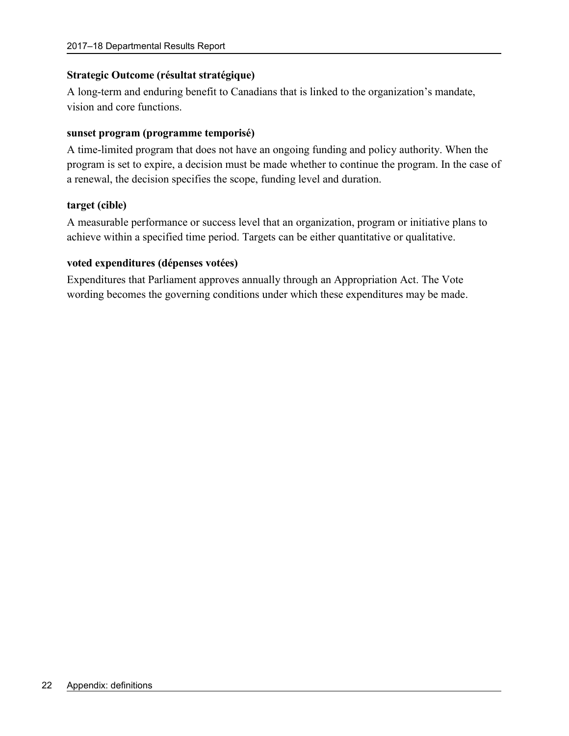**Strategic Outcome (résultat stratégique)**

A long-term and enduring benefit to Canadians that is linked to the organization's mandate, vision and core functions.

**sunset program (programme temporisé)**

A time-limited program that does not have an ongoing funding and policy authority. When the program is set to expire, a decision must be made whether to continue the program. In the case of a renewal, the decision specifies the scope, funding level and duration.

**target (cible)**

A measurable performance or success level that an organization, program or initiative plans to achieve within a specified time period. Targets can be either quantitative or qualitative.

**voted expenditures (dépenses votées)**

Expenditures that Parliament approves annually through an Appropriation Act. The Vote wording becomes the governing conditions under which these expenditures may be made.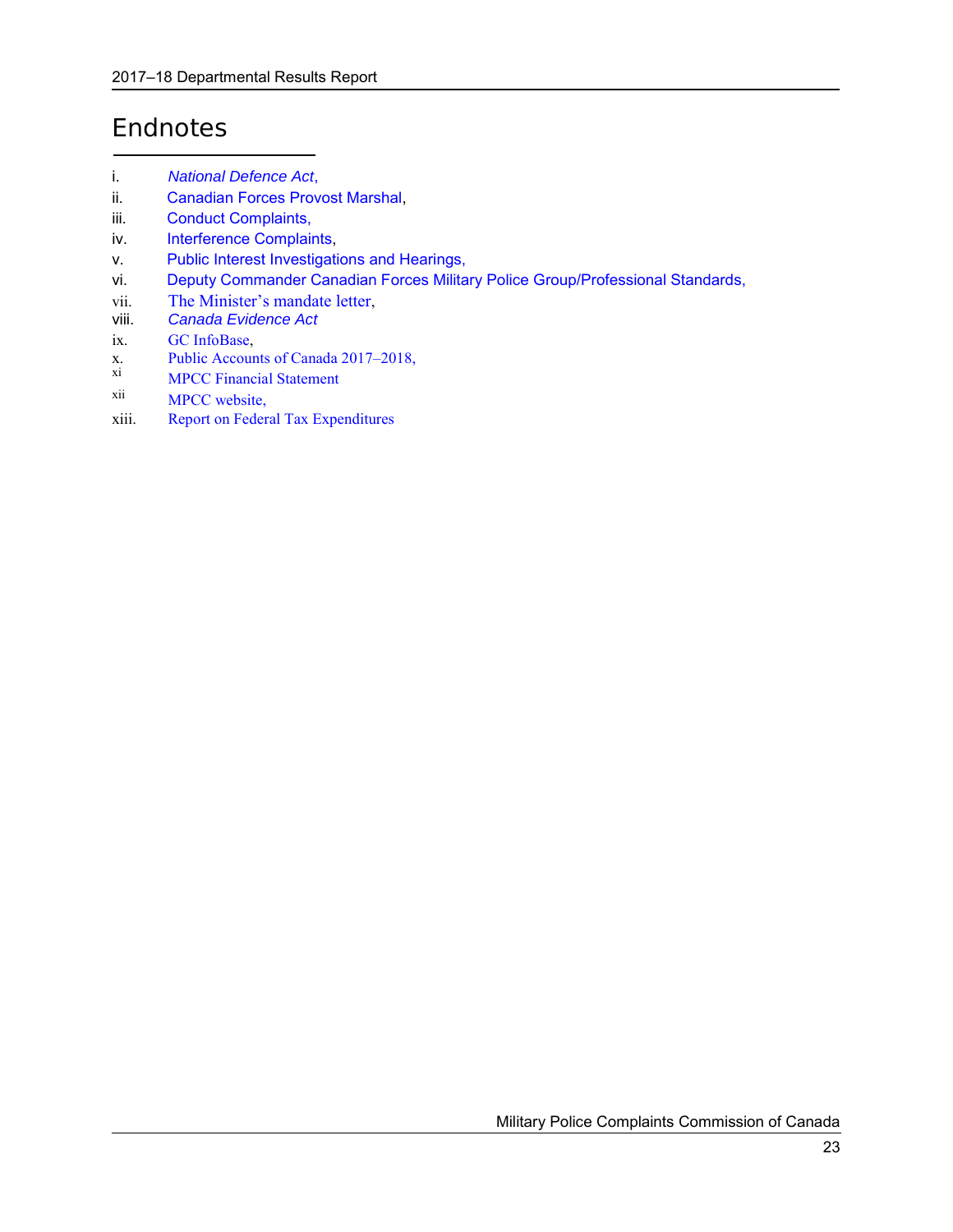# Endnotes

i. *National Defence Act*,
ii. Canadian Forces Provost Marshal,
iii. Conduct Complaints,
iv. Interference Complaints,
v. Public Interest Investigations and Hearings,
vi. Deputy Commander Canadian Forces Military Police Group/Professional Standards,
vii. The Minister's mandate letter,
viii. *Canada Evidence Act*
ix. GC InfoBase,
x. Public Accounts of Canada 2017–2018,
xi MPCC Financial Statement
xii MPCC website,
xiii. Report on Federal Tax Expenditures